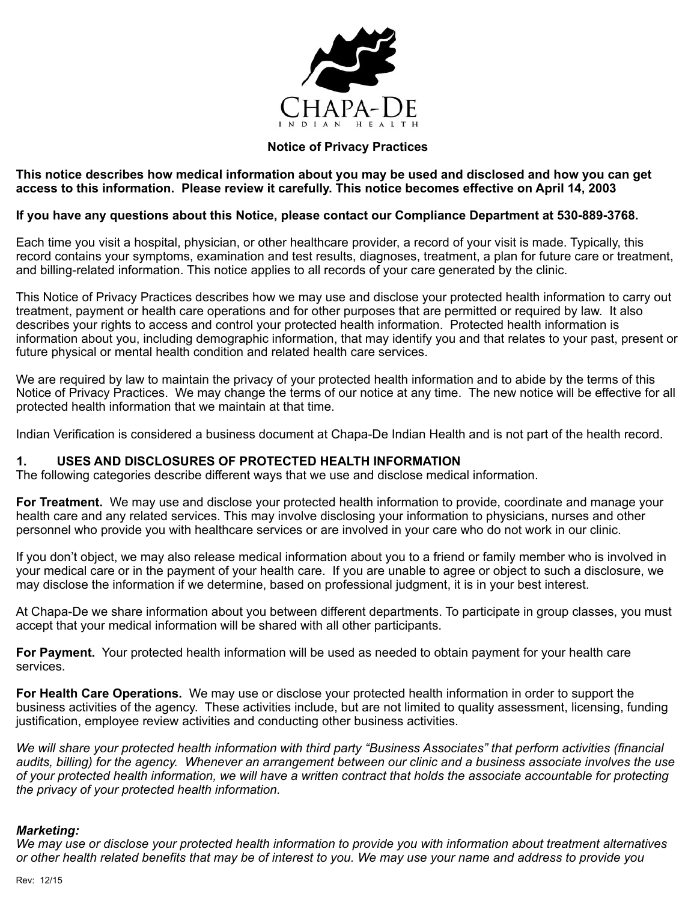CHAPA-DE
INDIAN HEALTH

# Notice of Privacy Practices

**This notice describes how medical information about you may be used and disclosed and how you can get access to this information. Please review it carefully. This notice becomes effective on April 14, 2003**

**If you have any questions about this Notice, please contact our Compliance Department at 530-889-3768.**

Each time you visit a hospital, physician, or other healthcare provider, a record of your visit is made. Typically, this record contains your symptoms, examination and test results, diagnoses, treatment, a plan for future care or treatment, and billing-related information. This notice applies to all records of your care generated by the clinic.

This Notice of Privacy Practices describes how we may use and disclose your protected health information to carry out treatment, payment or health care operations and for other purposes that are permitted or required by law. It also describes your rights to access and control your protected health information. Protected health information is information about you, including demographic information, that may identify you and that relates to your past, present or future physical or mental health condition and related health care services.

We are required by law to maintain the privacy of your protected health information and to abide by the terms of this Notice of Privacy Practices. We may change the terms of our notice at any time. The new notice will be effective for all protected health information that we maintain at that time.

Indian Verification is considered a business document at Chapa-De Indian Health and is not part of the health record.

## 1. USES AND DISCLOSURES OF PROTECTED HEALTH INFORMATION

The following categories describe different ways that we use and disclose medical information.

**For Treatment.** We may use and disclose your protected health information to provide, coordinate and manage your health care and any related services. This may involve disclosing your information to physicians, nurses and other personnel who provide you with healthcare services or are involved in your care who do not work in our clinic.

If you don't object, we may also release medical information about you to a friend or family member who is involved in your medical care or in the payment of your health care. If you are unable to agree or object to such a disclosure, we may disclose the information if we determine, based on professional judgment, it is in your best interest.

At Chapa-De we share information about you between different departments. To participate in group classes, you must accept that your medical information will be shared with all other participants.

**For Payment.** Your protected health information will be used as needed to obtain payment for your health care services.

**For Health Care Operations.** We may use or disclose your protected health information in order to support the business activities of the agency. These activities include, but are not limited to quality assessment, licensing, funding justification, employee review activities and conducting other business activities.

*We will share your protected health information with third party "Business Associates" that perform activities (financial audits, billing) for the agency. Whenever an arrangement between our clinic and a business associate involves the use of your protected health information, we will have a written contract that holds the associate accountable for protecting the privacy of your protected health information.*

***Marketing:***
*We may use or disclose your protected health information to provide you with information about treatment alternatives or other health related benefits that may be of interest to you. We may use your name and address to provide you*

Rev: 12/15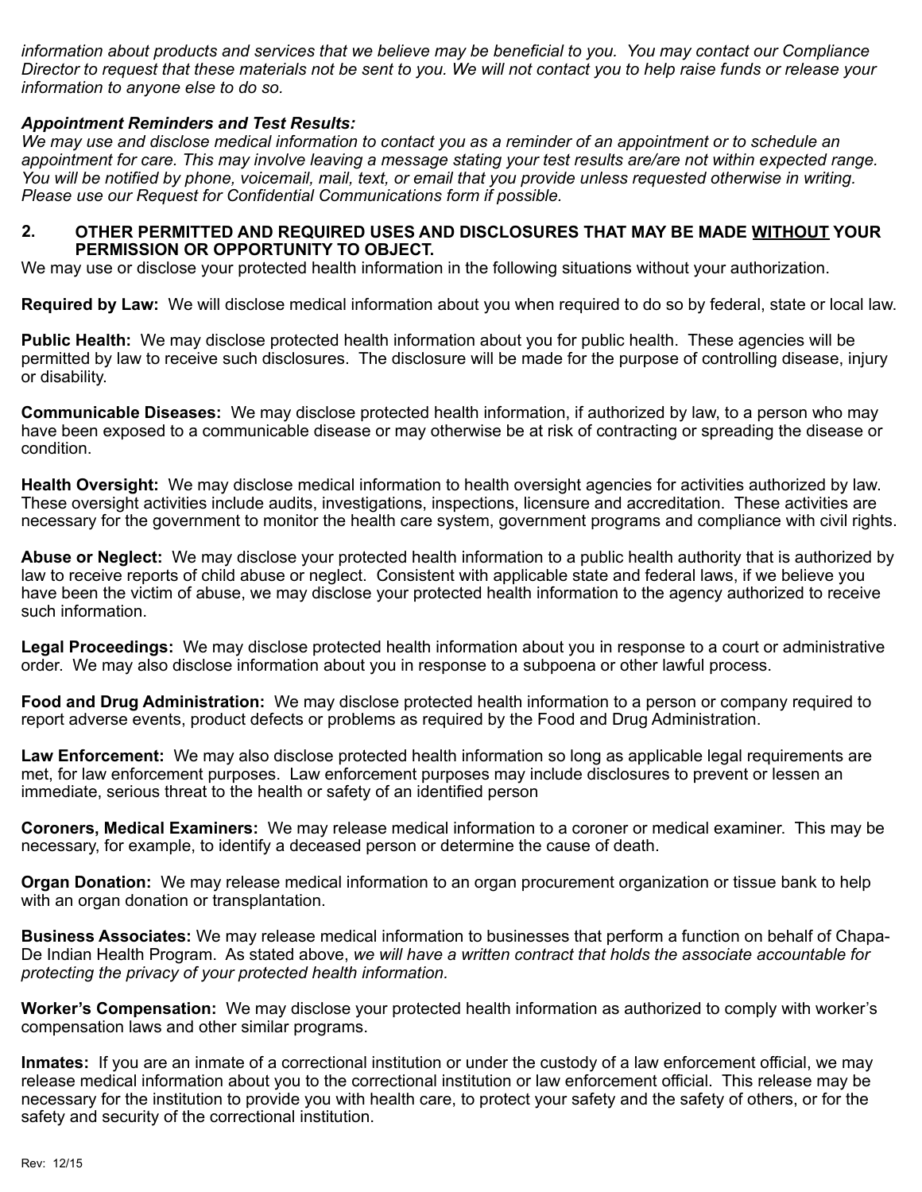*information about products and services that we believe may be beneficial to you. You may contact our Compliance Director to request that these materials not be sent to you. We will not contact you to help raise funds or release your information to anyone else to do so.*

***Appointment Reminders and Test Results:***
*We may use and disclose medical information to contact you as a reminder of an appointment or to schedule an appointment for care. This may involve leaving a message stating your test results are/are not within expected range. You will be notified by phone, voicemail, mail, text, or email that you provide unless requested otherwise in writing. Please use our Request for Confidential Communications form if possible.*

## 2. OTHER PERMITTED AND REQUIRED USES AND DISCLOSURES THAT MAY BE MADE <u>WITHOUT</u> YOUR PERMISSION OR OPPORTUNITY TO OBJECT.

We may use or disclose your protected health information in the following situations without your authorization.

**Required by Law:** We will disclose medical information about you when required to do so by federal, state or local law.

**Public Health:** We may disclose protected health information about you for public health. These agencies will be permitted by law to receive such disclosures. The disclosure will be made for the purpose of controlling disease, injury or disability.

**Communicable Diseases:** We may disclose protected health information, if authorized by law, to a person who may have been exposed to a communicable disease or may otherwise be at risk of contracting or spreading the disease or condition.

**Health Oversight:** We may disclose medical information to health oversight agencies for activities authorized by law. These oversight activities include audits, investigations, inspections, licensure and accreditation. These activities are necessary for the government to monitor the health care system, government programs and compliance with civil rights.

**Abuse or Neglect:** We may disclose your protected health information to a public health authority that is authorized by law to receive reports of child abuse or neglect. Consistent with applicable state and federal laws, if we believe you have been the victim of abuse, we may disclose your protected health information to the agency authorized to receive such information.

**Legal Proceedings:** We may disclose protected health information about you in response to a court or administrative order. We may also disclose information about you in response to a subpoena or other lawful process.

**Food and Drug Administration:** We may disclose protected health information to a person or company required to report adverse events, product defects or problems as required by the Food and Drug Administration.

**Law Enforcement:** We may also disclose protected health information so long as applicable legal requirements are met, for law enforcement purposes. Law enforcement purposes may include disclosures to prevent or lessen an immediate, serious threat to the health or safety of an identified person

**Coroners, Medical Examiners:** We may release medical information to a coroner or medical examiner. This may be necessary, for example, to identify a deceased person or determine the cause of death.

**Organ Donation:** We may release medical information to an organ procurement organization or tissue bank to help with an organ donation or transplantation.

**Business Associates:** We may release medical information to businesses that perform a function on behalf of Chapa-De Indian Health Program. As stated above, *we will have a written contract that holds the associate accountable for protecting the privacy of your protected health information.*

**Worker's Compensation:** We may disclose your protected health information as authorized to comply with worker's compensation laws and other similar programs.

**Inmates:** If you are an inmate of a correctional institution or under the custody of a law enforcement official, we may release medical information about you to the correctional institution or law enforcement official. This release may be necessary for the institution to provide you with health care, to protect your safety and the safety of others, or for the safety and security of the correctional institution.

Rev: 12/15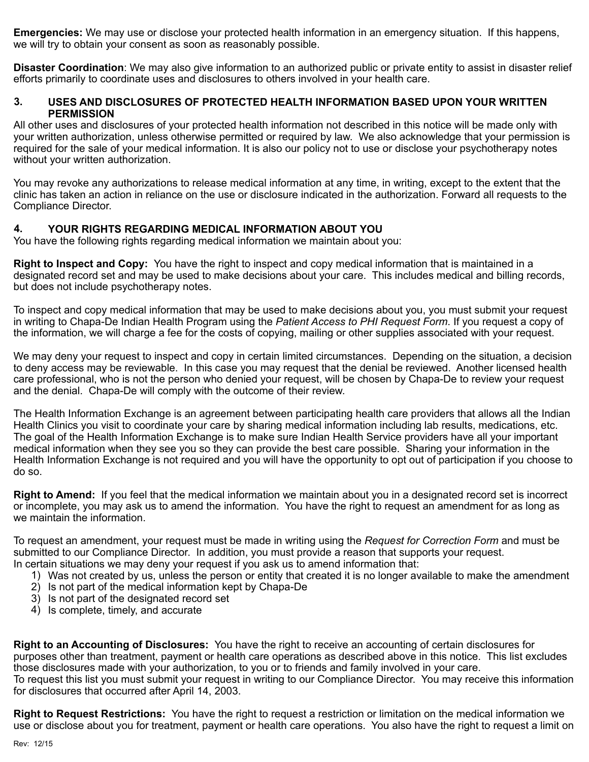**Emergencies:** We may use or disclose your protected health information in an emergency situation. If this happens, we will try to obtain your consent as soon as reasonably possible.

**Disaster Coordination**: We may also give information to an authorized public or private entity to assist in disaster relief efforts primarily to coordinate uses and disclosures to others involved in your health care.

## 3. USES AND DISCLOSURES OF PROTECTED HEALTH INFORMATION BASED UPON YOUR WRITTEN PERMISSION

All other uses and disclosures of your protected health information not described in this notice will be made only with your written authorization, unless otherwise permitted or required by law. We also acknowledge that your permission is required for the sale of your medical information. It is also our policy not to use or disclose your psychotherapy notes without your written authorization.

You may revoke any authorizations to release medical information at any time, in writing, except to the extent that the clinic has taken an action in reliance on the use or disclosure indicated in the authorization. Forward all requests to the Compliance Director.

## 4. YOUR RIGHTS REGARDING MEDICAL INFORMATION ABOUT YOU

You have the following rights regarding medical information we maintain about you:

**Right to Inspect and Copy:** You have the right to inspect and copy medical information that is maintained in a designated record set and may be used to make decisions about your care. This includes medical and billing records, but does not include psychotherapy notes.

To inspect and copy medical information that may be used to make decisions about you, you must submit your request in writing to Chapa-De Indian Health Program using the *Patient Access to PHI Request Form*. If you request a copy of the information, we will charge a fee for the costs of copying, mailing or other supplies associated with your request.

We may deny your request to inspect and copy in certain limited circumstances. Depending on the situation, a decision to deny access may be reviewable. In this case you may request that the denial be reviewed. Another licensed health care professional, who is not the person who denied your request, will be chosen by Chapa-De to review your request and the denial. Chapa-De will comply with the outcome of their review.

The Health Information Exchange is an agreement between participating health care providers that allows all the Indian Health Clinics you visit to coordinate your care by sharing medical information including lab results, medications, etc. The goal of the Health Information Exchange is to make sure Indian Health Service providers have all your important medical information when they see you so they can provide the best care possible. Sharing your information in the Health Information Exchange is not required and you will have the opportunity to opt out of participation if you choose to do so.

**Right to Amend:** If you feel that the medical information we maintain about you in a designated record set is incorrect or incomplete, you may ask us to amend the information. You have the right to request an amendment for as long as we maintain the information.

To request an amendment, your request must be made in writing using the *Request for Correction Form* and must be submitted to our Compliance Director. In addition, you must provide a reason that supports your request.
In certain situations we may deny your request if you ask us to amend information that:

1) Was not created by us, unless the person or entity that created it is no longer available to make the amendment
2) Is not part of the medical information kept by Chapa-De
3) Is not part of the designated record set
4) Is complete, timely, and accurate

**Right to an Accounting of Disclosures:** You have the right to receive an accounting of certain disclosures for purposes other than treatment, payment or health care operations as described above in this notice. This list excludes those disclosures made with your authorization, to you or to friends and family involved in your care.
To request this list you must submit your request in writing to our Compliance Director. You may receive this information for disclosures that occurred after April 14, 2003.

**Right to Request Restrictions:** You have the right to request a restriction or limitation on the medical information we use or disclose about you for treatment, payment or health care operations. You also have the right to request a limit on

Rev: 12/15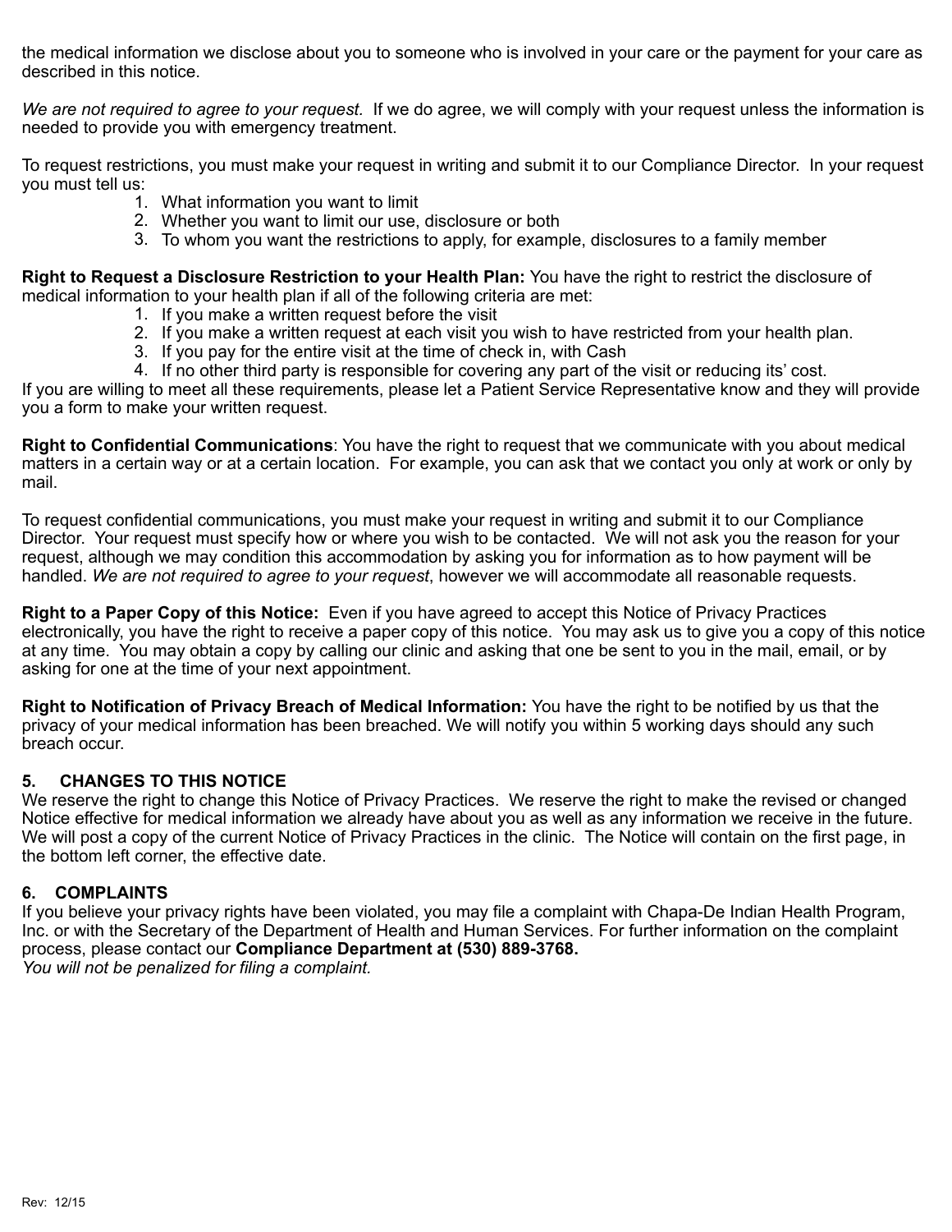the medical information we disclose about you to someone who is involved in your care or the payment for your care as described in this notice.

*We are not required to agree to your request.* If we do agree, we will comply with your request unless the information is needed to provide you with emergency treatment.

To request restrictions, you must make your request in writing and submit it to our Compliance Director. In your request you must tell us:

1. What information you want to limit
2. Whether you want to limit our use, disclosure or both
3. To whom you want the restrictions to apply, for example, disclosures to a family member

**Right to Request a Disclosure Restriction to your Health Plan:** You have the right to restrict the disclosure of medical information to your health plan if all of the following criteria are met:

1. If you make a written request before the visit
2. If you make a written request at each visit you wish to have restricted from your health plan.
3. If you pay for the entire visit at the time of check in, with Cash
4. If no other third party is responsible for covering any part of the visit or reducing its' cost.

If you are willing to meet all these requirements, please let a Patient Service Representative know and they will provide you a form to make your written request.

**Right to Confidential Communications**: You have the right to request that we communicate with you about medical matters in a certain way or at a certain location. For example, you can ask that we contact you only at work or only by mail.

To request confidential communications, you must make your request in writing and submit it to our Compliance Director. Your request must specify how or where you wish to be contacted. We will not ask you the reason for your request, although we may condition this accommodation by asking you for information as to how payment will be handled. *We are not required to agree to your request*, however we will accommodate all reasonable requests.

**Right to a Paper Copy of this Notice:** Even if you have agreed to accept this Notice of Privacy Practices electronically, you have the right to receive a paper copy of this notice. You may ask us to give you a copy of this notice at any time. You may obtain a copy by calling our clinic and asking that one be sent to you in the mail, email, or by asking for one at the time of your next appointment.

**Right to Notification of Privacy Breach of Medical Information:** You have the right to be notified by us that the privacy of your medical information has been breached. We will notify you within 5 working days should any such breach occur.

## 5. CHANGES TO THIS NOTICE

We reserve the right to change this Notice of Privacy Practices. We reserve the right to make the revised or changed Notice effective for medical information we already have about you as well as any information we receive in the future. We will post a copy of the current Notice of Privacy Practices in the clinic. The Notice will contain on the first page, in the bottom left corner, the effective date.

## 6. COMPLAINTS

If you believe your privacy rights have been violated, you may file a complaint with Chapa-De Indian Health Program, Inc. or with the Secretary of the Department of Health and Human Services. For further information on the complaint process, please contact our **Compliance Department at (530) 889-3768.**

*You will not be penalized for filing a complaint.*

Rev: 12/15